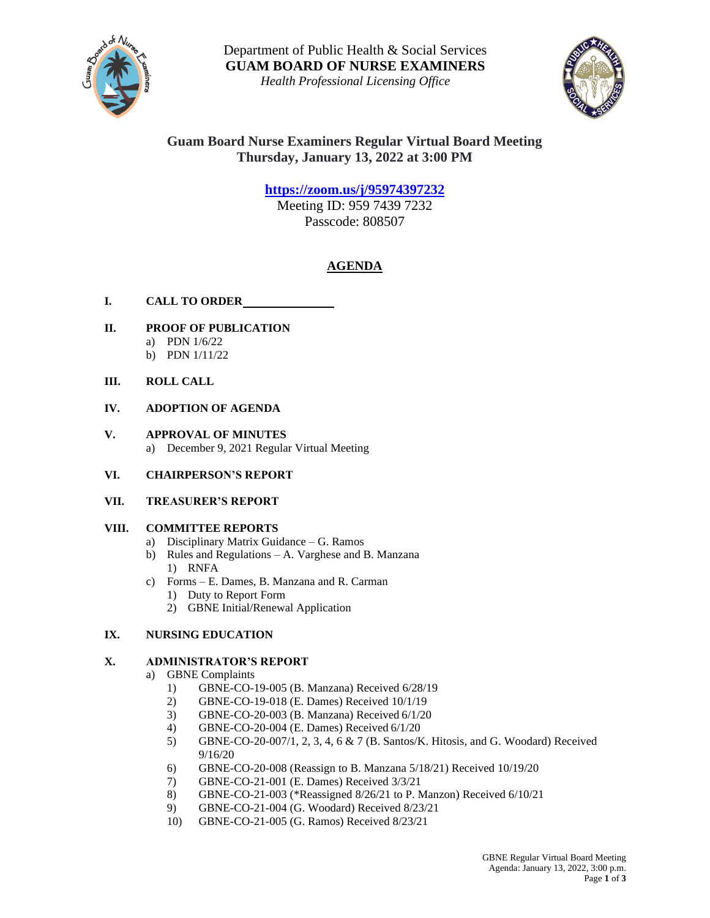Department of Public Health & Social Services
**GUAM BOARD OF NURSE EXAMINERS**
*Health Professional Licensing Office*

## Guam Board Nurse Examiners Regular Virtual Board Meeting
## Thursday, January 13, 2022 at 3:00 PM

**https://zoom.us/j/95974397232**
Meeting ID: 959 7439 7232
Passcode: 808507

## AGENDA

**I. CALL TO ORDER** ______________

**II. PROOF OF PUBLICATION**
- a) PDN 1/6/22
- b) PDN 1/11/22

**III. ROLL CALL**

**IV. ADOPTION OF AGENDA**

**V. APPROVAL OF MINUTES**
- a) December 9, 2021 Regular Virtual Meeting

**VI. CHAIRPERSON'S REPORT**

**VII. TREASURER'S REPORT**

**VIII. COMMITTEE REPORTS**
- a) Disciplinary Matrix Guidance – G. Ramos
- b) Rules and Regulations – A. Varghese and B. Manzana
  - 1) RNFA
- c) Forms – E. Dames, B. Manzana and R. Carman
  - 1) Duty to Report Form
  - 2) GBNE Initial/Renewal Application

**IX. NURSING EDUCATION**

**X. ADMINISTRATOR'S REPORT**
- a) GBNE Complaints
  - 1) GBNE-CO-19-005 (B. Manzana) Received 6/28/19
  - 2) GBNE-CO-19-018 (E. Dames) Received 10/1/19
  - 3) GBNE-CO-20-003 (B. Manzana) Received 6/1/20
  - 4) GBNE-CO-20-004 (E. Dames) Received 6/1/20
  - 5) GBNE-CO-20-007/1, 2, 3, 4, 6 & 7 (B. Santos/K. Hitosis, and G. Woodard) Received 9/16/20
  - 6) GBNE-CO-20-008 (Reassign to B. Manzana 5/18/21) Received 10/19/20
  - 7) GBNE-CO-21-001 (E. Dames) Received 3/3/21
  - 8) GBNE-CO-21-003 (*Reassigned 8/26/21 to P. Manzon) Received 6/10/21
  - 9) GBNE-CO-21-004 (G. Woodard) Received 8/23/21
  - 10) GBNE-CO-21-005 (G. Ramos) Received 8/23/21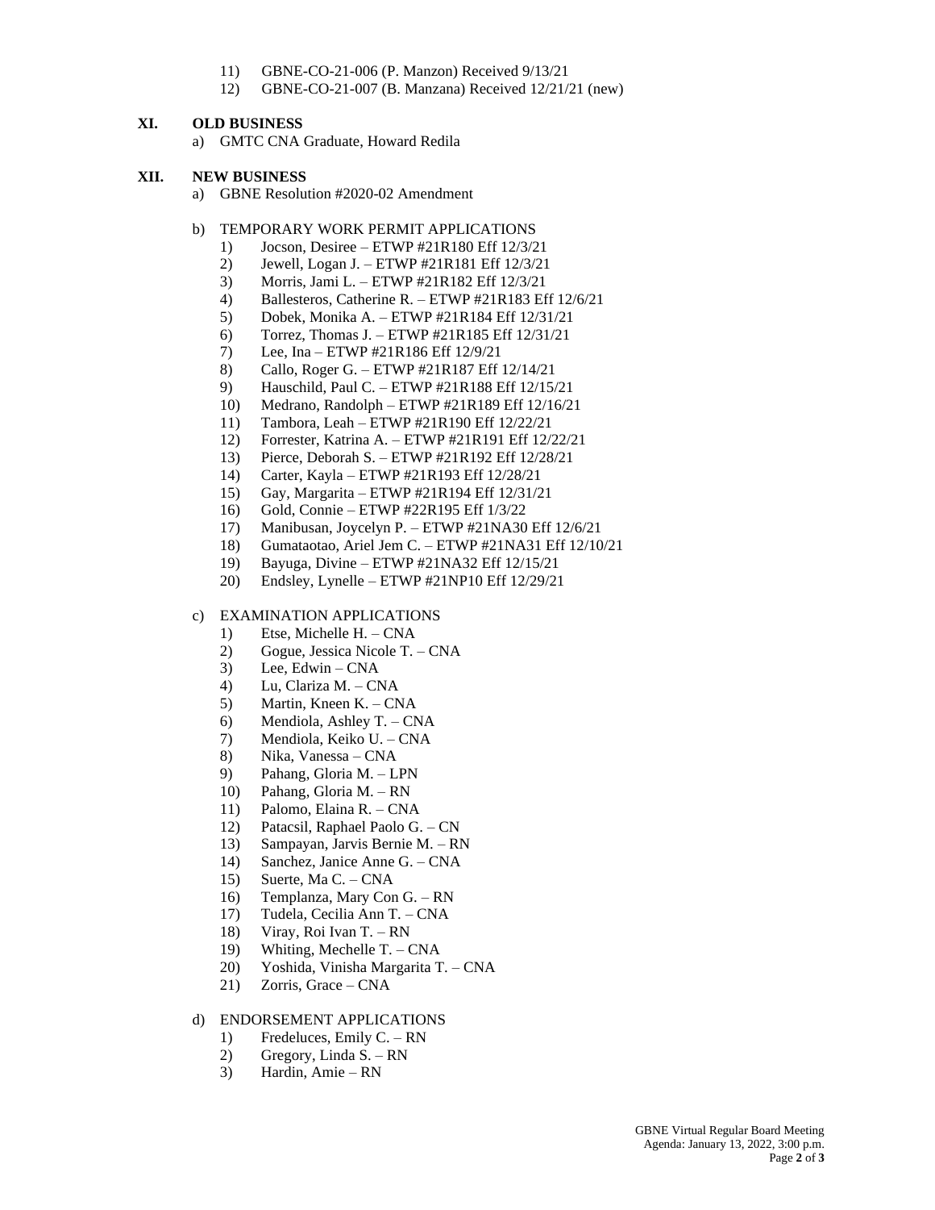11) GBNE-CO-21-006 (P. Manzon) Received 9/13/21
12) GBNE-CO-21-007 (B. Manzana) Received 12/21/21 (new)

## XI. OLD BUSINESS

a) GMTC CNA Graduate, Howard Redila

## XII. NEW BUSINESS

a) GBNE Resolution #2020-02 Amendment

b) TEMPORARY WORK PERMIT APPLICATIONS

1) Jocson, Desiree – ETWP #21R180 Eff 12/3/21
2) Jewell, Logan J. – ETWP #21R181 Eff 12/3/21
3) Morris, Jami L. – ETWP #21R182 Eff 12/3/21
4) Ballesteros, Catherine R. – ETWP #21R183 Eff 12/6/21
5) Dobek, Monika A. – ETWP #21R184 Eff 12/31/21
6) Torrez, Thomas J. – ETWP #21R185 Eff 12/31/21
7) Lee, Ina – ETWP #21R186 Eff 12/9/21
8) Callo, Roger G. – ETWP #21R187 Eff 12/14/21
9) Hauschild, Paul C. – ETWP #21R188 Eff 12/15/21
10) Medrano, Randolph – ETWP #21R189 Eff 12/16/21
11) Tambora, Leah – ETWP #21R190 Eff 12/22/21
12) Forrester, Katrina A. – ETWP #21R191 Eff 12/22/21
13) Pierce, Deborah S. – ETWP #21R192 Eff 12/28/21
14) Carter, Kayla – ETWP #21R193 Eff 12/28/21
15) Gay, Margarita – ETWP #21R194 Eff 12/31/21
16) Gold, Connie – ETWP #22R195 Eff 1/3/22
17) Manibusan, Joycelyn P. – ETWP #21NA30 Eff 12/6/21
18) Gumataotao, Ariel Jem C. – ETWP #21NA31 Eff 12/10/21
19) Bayuga, Divine – ETWP #21NA32 Eff 12/15/21
20) Endsley, Lynelle – ETWP #21NP10 Eff 12/29/21

c) EXAMINATION APPLICATIONS

1) Etse, Michelle H. – CNA
2) Gogue, Jessica Nicole T. – CNA
3) Lee, Edwin – CNA
4) Lu, Clariza M. – CNA
5) Martin, Kneen K. – CNA
6) Mendiola, Ashley T. – CNA
7) Mendiola, Keiko U. – CNA
8) Nika, Vanessa – CNA
9) Pahang, Gloria M. – LPN
10) Pahang, Gloria M. – RN
11) Palomo, Elaina R. – CNA
12) Patacsil, Raphael Paolo G. – CN
13) Sampayan, Jarvis Bernie M. – RN
14) Sanchez, Janice Anne G. – CNA
15) Suerte, Ma C. – CNA
16) Templanza, Mary Con G. – RN
17) Tudela, Cecilia Ann T. – CNA
18) Viray, Roi Ivan T. – RN
19) Whiting, Mechelle T. – CNA
20) Yoshida, Vinisha Margarita T. – CNA
21) Zorris, Grace – CNA

d) ENDORSEMENT APPLICATIONS

1) Fredeluces, Emily C. – RN
2) Gregory, Linda S. – RN
3) Hardin, Amie – RN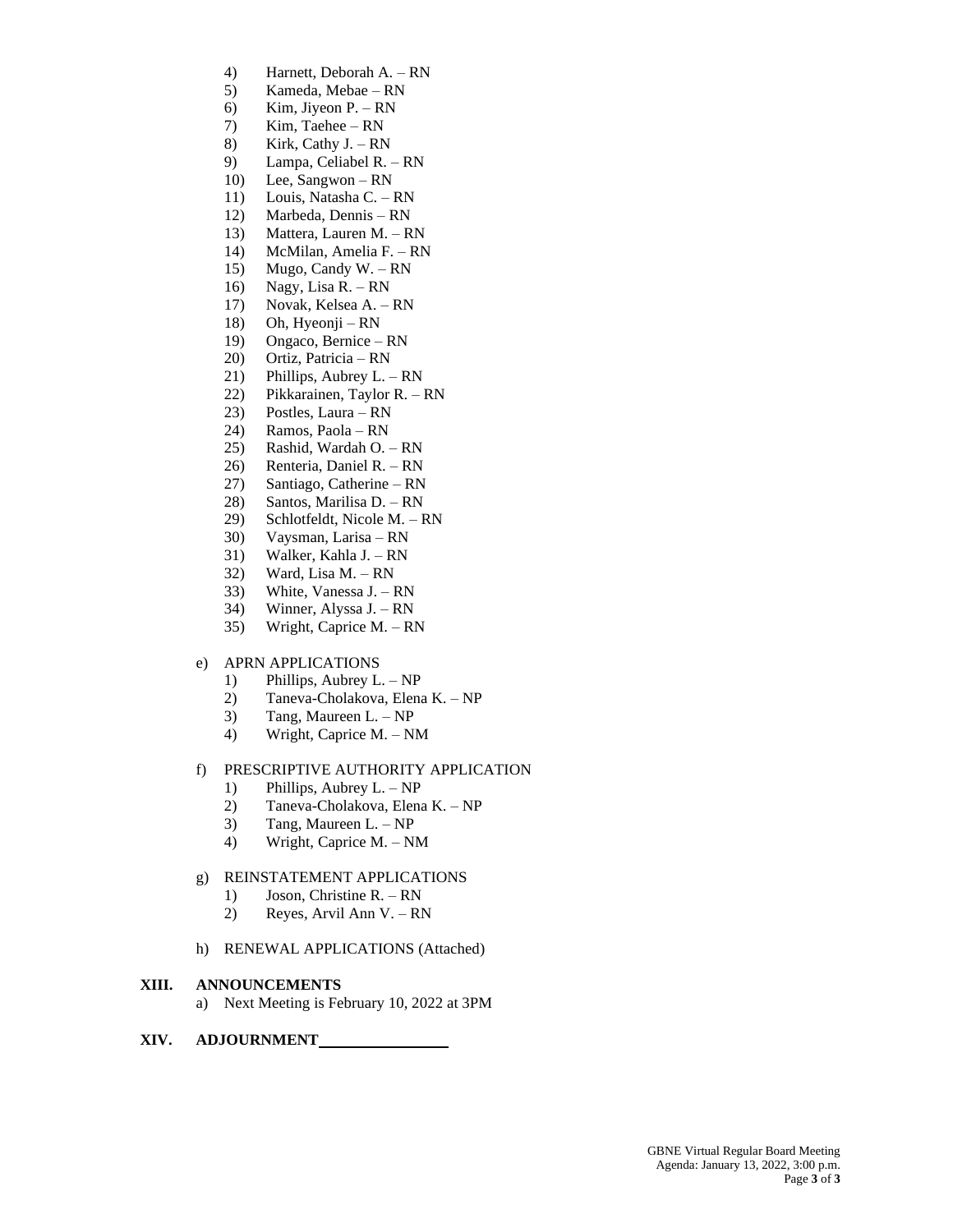4) Harnett, Deborah A. – RN
5) Kameda, Mebae – RN
6) Kim, Jiyeon P. – RN
7) Kim, Taehee – RN
8) Kirk, Cathy J. – RN
9) Lampa, Celiabel R. – RN
10) Lee, Sangwon – RN
11) Louis, Natasha C. – RN
12) Marbeda, Dennis – RN
13) Mattera, Lauren M. – RN
14) McMilan, Amelia F. – RN
15) Mugo, Candy W. – RN
16) Nagy, Lisa R. – RN
17) Novak, Kelsea A. – RN
18) Oh, Hyeonji – RN
19) Ongaco, Bernice – RN
20) Ortiz, Patricia – RN
21) Phillips, Aubrey L. – RN
22) Pikkarainen, Taylor R. – RN
23) Postles, Laura – RN
24) Ramos, Paola – RN
25) Rashid, Wardah O. – RN
26) Renteria, Daniel R. – RN
27) Santiago, Catherine – RN
28) Santos, Marilisa D. – RN
29) Schlotfeldt, Nicole M. – RN
30) Vaysman, Larisa – RN
31) Walker, Kahla J. – RN
32) Ward, Lisa M. – RN
33) White, Vanessa J. – RN
34) Winner, Alyssa J. – RN
35) Wright, Caprice M. – RN

e) APRN APPLICATIONS
   1) Phillips, Aubrey L. – NP
   2) Taneva-Cholakova, Elena K. – NP
   3) Tang, Maureen L. – NP
   4) Wright, Caprice M. – NM

f) PRESCRIPTIVE AUTHORITY APPLICATION
   1) Phillips, Aubrey L. – NP
   2) Taneva-Cholakova, Elena K. – NP
   3) Tang, Maureen L. – NP
   4) Wright, Caprice M. – NM

g) REINSTATEMENT APPLICATIONS
   1) Joson, Christine R. – RN
   2) Reyes, Arvil Ann V. – RN

h) RENEWAL APPLICATIONS (Attached)

## XIII. ANNOUNCEMENTS

a) Next Meeting is February 10, 2022 at 3PM

## XIV. ADJOURNMENT